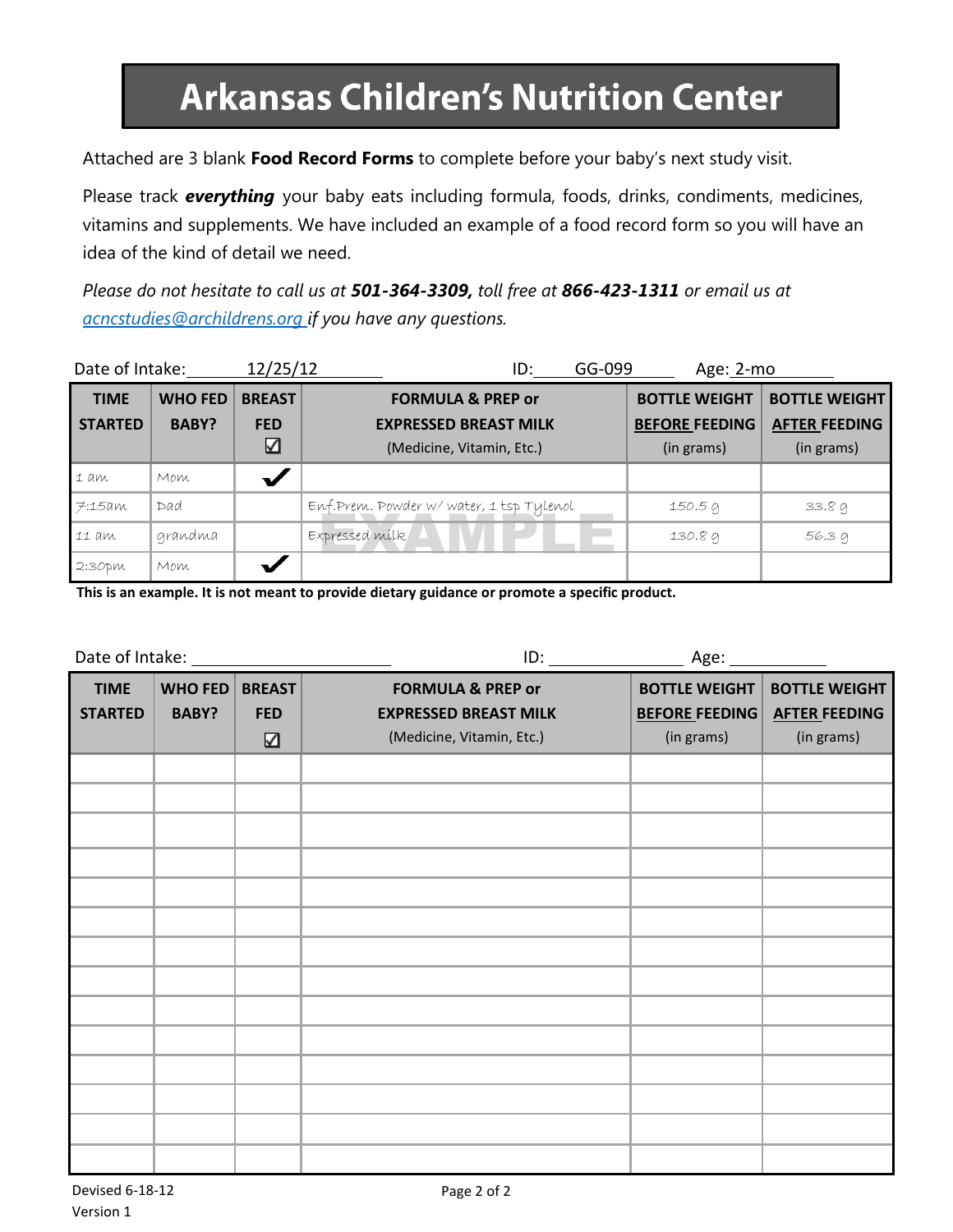# Arkansas Children's Nutrition Center

Attached are 3 blank **Food Record Forms** to complete before your baby's next study visit.

Please track ***everything*** your baby eats including formula, foods, drinks, condiments, medicines, vitamins and supplements. We have included an example of a food record form so you will have an idea of the kind of detail we need.

*Please do not hesitate to call us at **501-364-3309,** toll free at **866-423-1311** or email us at [acncstudies@archildrens.org](mailto:acncstudies@archildrens.org) if you have any questions.*

Date of Intake: 12/25/12 ID: GG-099 Age: 2-mo

| TIME STARTED | WHO FED BABY? | BREAST FED ☑ | FORMULA & PREP or EXPRESSED BREAST MILK (Medicine, Vitamin, Etc.) | BOTTLE WEIGHT BEFORE FEEDING (in grams) | BOTTLE WEIGHT AFTER FEEDING (in grams) |
|---|---|---|---|---|---|
| 1 am | Mom | ✓ | | | |
| 7:15am | Dad | | Enf.Prem. Powder w/ water, 1 tsp Tylenol | 150.5 g | 33.8 g |
| 11 am | grandma | | Expressed milk | 130.8 g | 56.3 g |
| 2:30pm | Mom | ✓ | | | |

EXAMPLE

**This is an example. It is not meant to provide dietary guidance or promote a specific product.**

Date of Intake: ______________ ID: ______________ Age: ______________

| TIME STARTED | WHO FED BABY? | BREAST FED ☑ | FORMULA & PREP or EXPRESSED BREAST MILK (Medicine, Vitamin, Etc.) | BOTTLE WEIGHT BEFORE FEEDING (in grams) | BOTTLE WEIGHT AFTER FEEDING (in grams) |
|---|---|---|---|---|---|
| | | | | | |
| | | | | | |
| | | | | | |
| | | | | | |
| | | | | | |
| | | | | | |
| | | | | | |
| | | | | | |
| | | | | | |
| | | | | | |
| | | | | | |
| | | | | | |
| | | | | | |
| | | | | | |

Devised 6-18-12
Version 1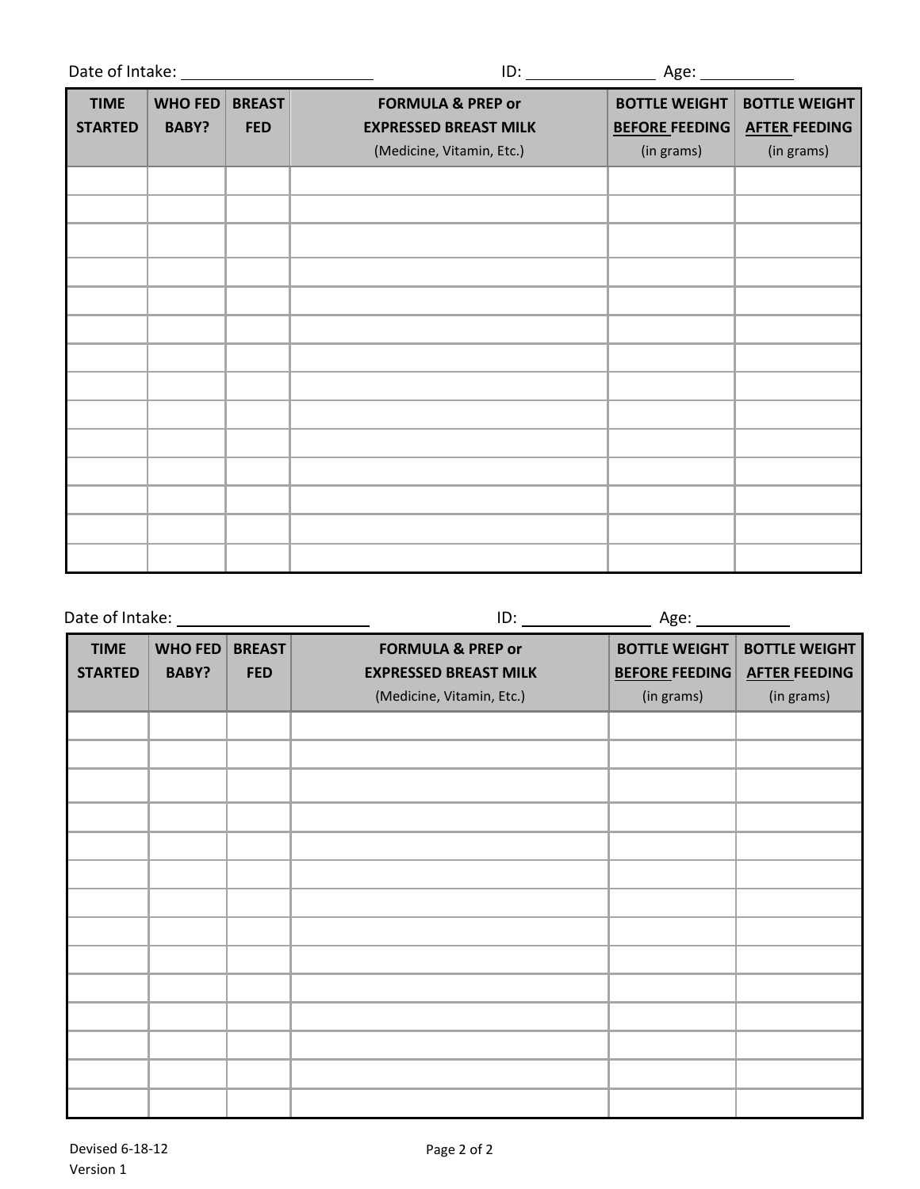Date of Intake: ____________________ ID: ______________ Age: __________

| TIME STARTED | WHO FED BABY? | BREAST FED | FORMULA & PREP or EXPRESSED BREAST MILK (Medicine, Vitamin, Etc.) | BOTTLE WEIGHT **BEFORE** FEEDING (in grams) | BOTTLE WEIGHT **AFTER** FEEDING (in grams) |
|---|---|---|---|---|---|
| | | | | | |
| | | | | | |
| | | | | | |
| | | | | | |
| | | | | | |
| | | | | | |
| | | | | | |
| | | | | | |
| | | | | | |
| | | | | | |
| | | | | | |
| | | | | | |
| | | | | | |
| | | | | | |

Date of Intake: ____________________ ID: ______________ Age: __________

| TIME STARTED | WHO FED BABY? | BREAST FED | FORMULA & PREP or EXPRESSED BREAST MILK (Medicine, Vitamin, Etc.) | BOTTLE WEIGHT **BEFORE** FEEDING (in grams) | BOTTLE WEIGHT **AFTER** FEEDING (in grams) |
|---|---|---|---|---|---|
| | | | | | |
| | | | | | |
| | | | | | |
| | | | | | |
| | | | | | |
| | | | | | |
| | | | | | |
| | | | | | |
| | | | | | |
| | | | | | |
| | | | | | |
| | | | | | |
| | | | | | |
| | | | | | |

Devised 6-18-12
Version 1